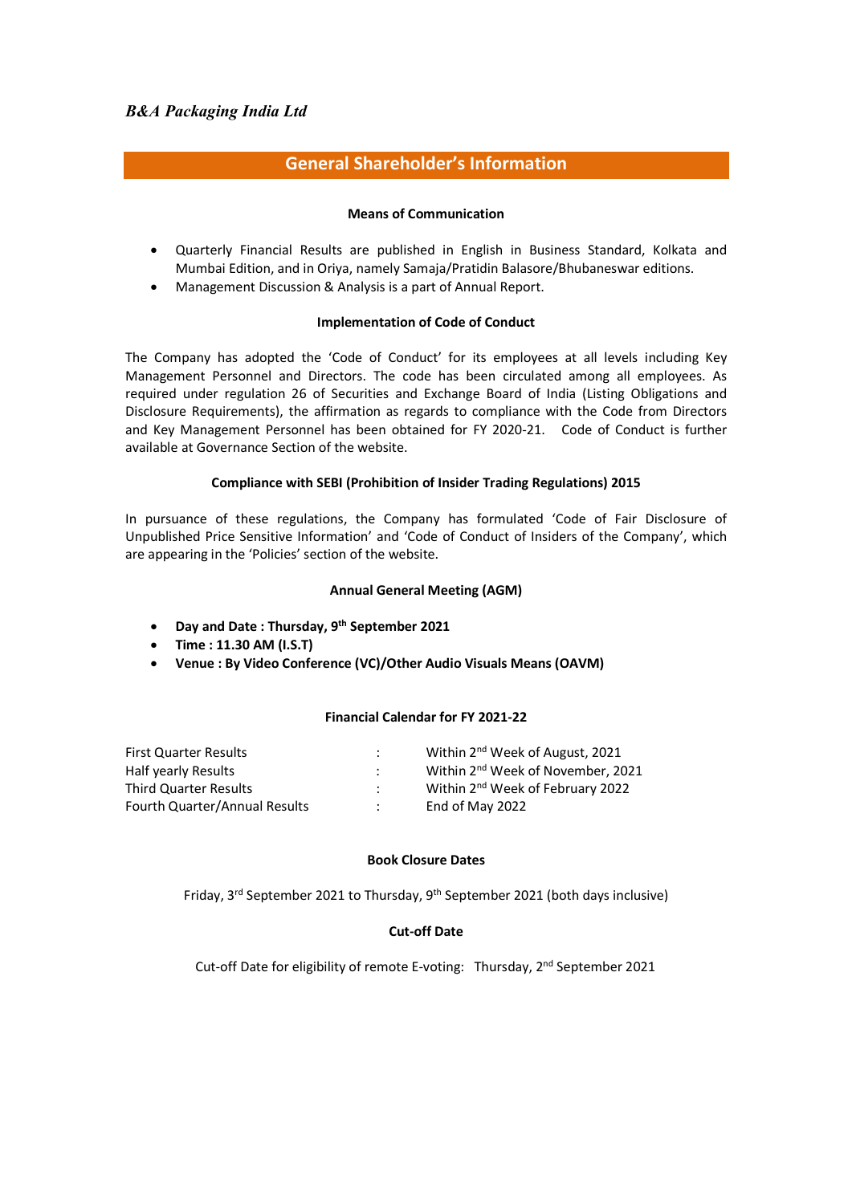*B&A Packaging India Ltd*

## General Shareholder's Information

### Means of Communication

- Quarterly Financial Results are published in English in Business Standard, Kolkata and Mumbai Edition, and in Oriya, namely Samaja/Pratidin Balasore/Bhubaneswar editions.
- Management Discussion & Analysis is a part of Annual Report.

### Implementation of Code of Conduct

The Company has adopted the 'Code of Conduct' for its employees at all levels including Key Management Personnel and Directors. The code has been circulated among all employees. As required under regulation 26 of Securities and Exchange Board of India (Listing Obligations and Disclosure Requirements), the affirmation as regards to compliance with the Code from Directors and Key Management Personnel has been obtained for FY 2020-21. Code of Conduct is further available at Governance Section of the website.

### Compliance with SEBI (Prohibition of Insider Trading Regulations) 2015

In pursuance of these regulations, the Company has formulated 'Code of Fair Disclosure of Unpublished Price Sensitive Information' and 'Code of Conduct of Insiders of the Company', which are appearing in the 'Policies' section of the website.

### Annual General Meeting (AGM)

- **Day and Date : Thursday, 9th September 2021**
- **Time : 11.30 AM (I.S.T)**
- **Venue : By Video Conference (VC)/Other Audio Visuals Means (OAVM)**

### Financial Calendar for FY 2021-22

| | | |
|---|---|---|
| First Quarter Results | : | Within 2nd Week of August, 2021 |
| Half yearly Results | : | Within 2nd Week of November, 2021 |
| Third Quarter Results | : | Within 2nd Week of February 2022 |
| Fourth Quarter/Annual Results | : | End of May 2022 |

### Book Closure Dates

Friday, 3rd September 2021 to Thursday, 9th September 2021 (both days inclusive)

### Cut-off Date

Cut-off Date for eligibility of remote E-voting: Thursday, 2nd September 2021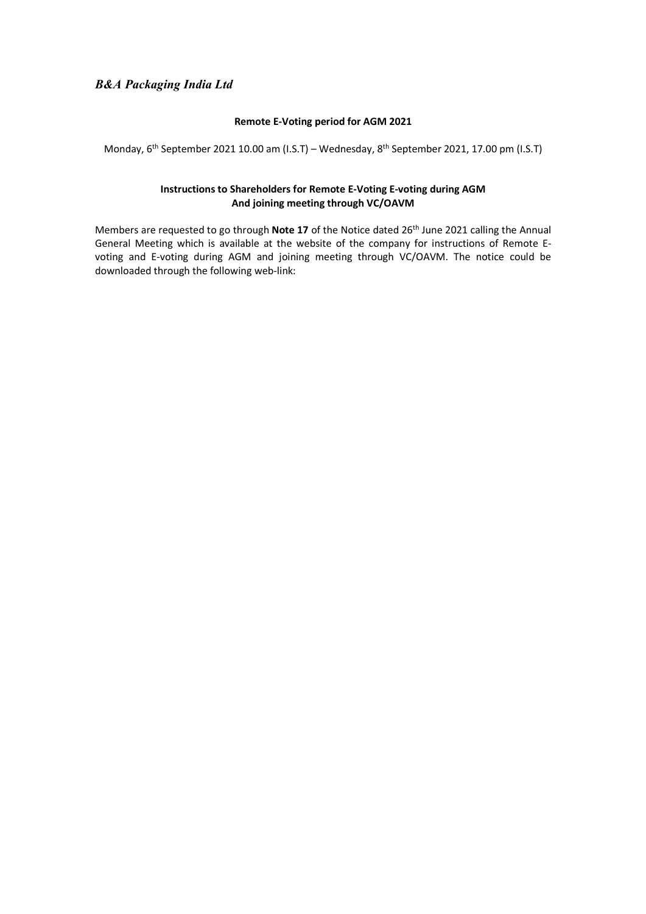*B&A Packaging India Ltd*

**Remote E-Voting period for AGM 2021**

Monday, 6th September 2021 10.00 am (I.S.T) – Wednesday, 8th September 2021, 17.00 pm (I.S.T)

**Instructions to Shareholders for Remote E-Voting E-voting during AGM And joining meeting through VC/OAVM**

Members are requested to go through **Note 17** of the Notice dated 26th June 2021 calling the Annual General Meeting which is available at the website of the company for instructions of Remote E-voting and E-voting during AGM and joining meeting through VC/OAVM. The notice could be downloaded through the following web-link: